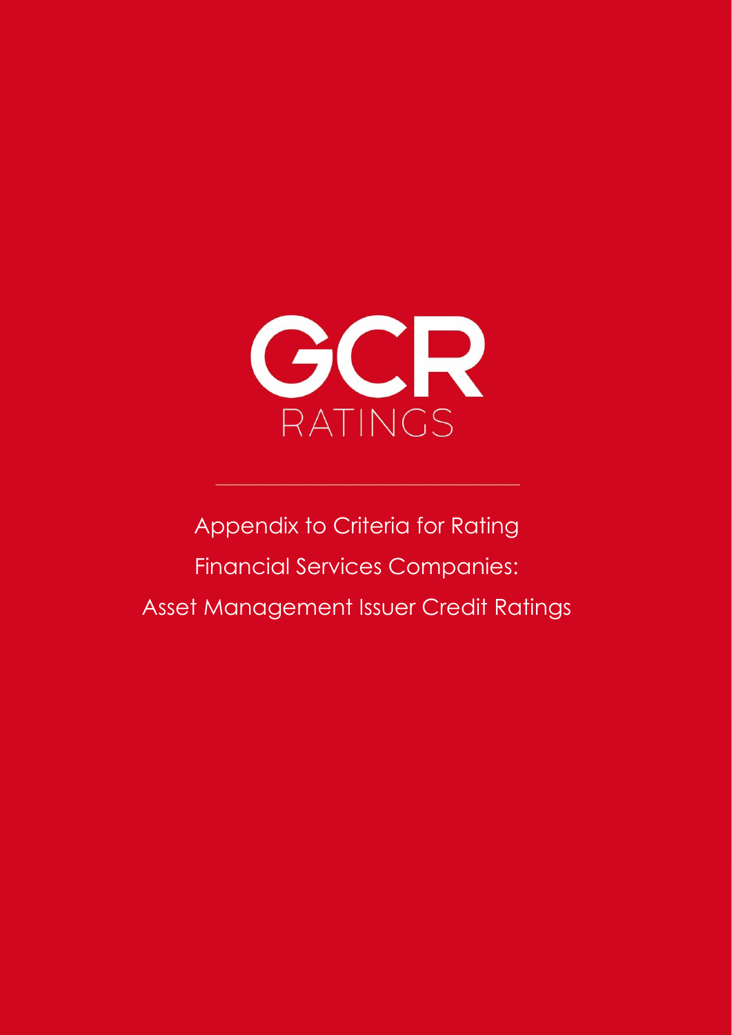# GCR

RATINGS

---

Appendix to Criteria for Rating Financial Services Companies: Asset Management Issuer Credit Ratings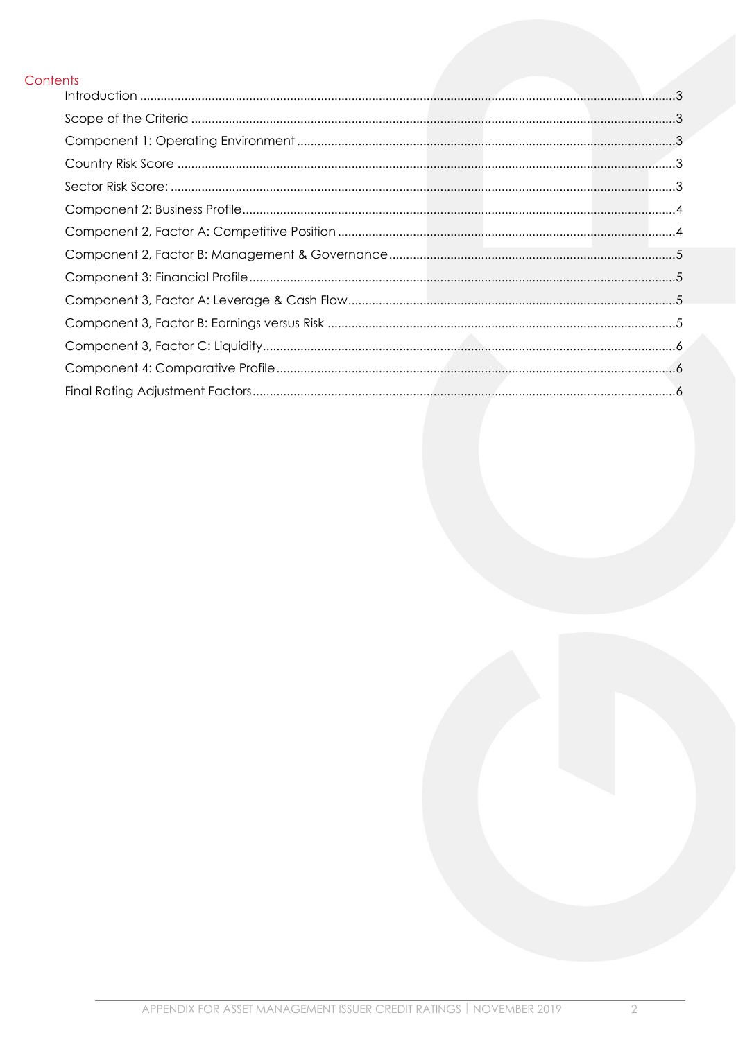## Contents

- Introduction ..........3
- Scope of the Criteria ..........3
- Component 1: Operating Environment ..........3
- Country Risk Score ..........3
- Sector Risk Score: ..........3
- Component 2: Business Profile ..........4
- Component 2, Factor A: Competitive Position ..........4
- Component 2, Factor B: Management & Governance ..........5
- Component 3: Financial Profile ..........5
- Component 3, Factor A: Leverage & Cash Flow ..........5
- Component 3, Factor B: Earnings versus Risk ..........5
- Component 3, Factor C: Liquidity ..........6
- Component 4: Comparative Profile ..........6
- Final Rating Adjustment Factors ..........6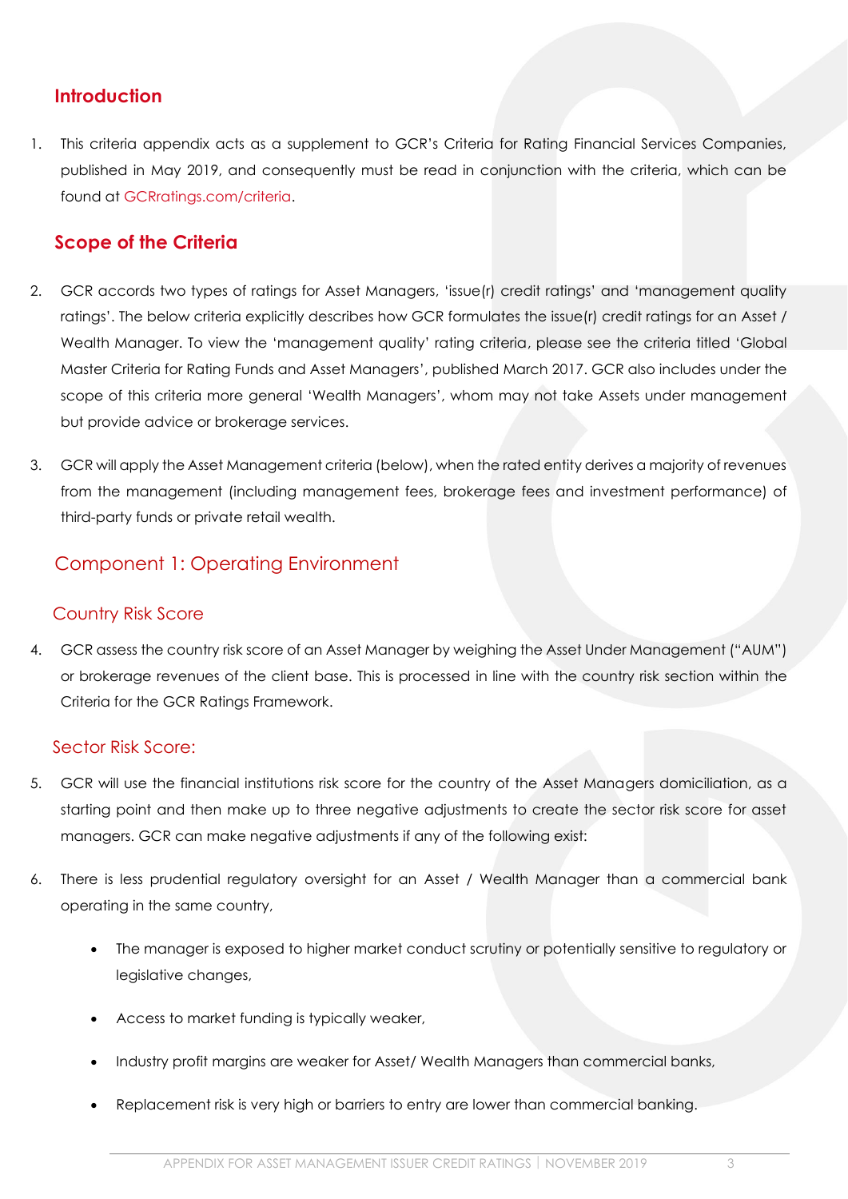## Introduction

1. This criteria appendix acts as a supplement to GCR's Criteria for Rating Financial Services Companies, published in May 2019, and consequently must be read in conjunction with the criteria, which can be found at GCRratings.com/criteria.

## Scope of the Criteria

2. GCR accords two types of ratings for Asset Managers, 'issue(r) credit ratings' and 'management quality ratings'. The below criteria explicitly describes how GCR formulates the issue(r) credit ratings for an Asset / Wealth Manager. To view the 'management quality' rating criteria, please see the criteria titled 'Global Master Criteria for Rating Funds and Asset Managers', published March 2017. GCR also includes under the scope of this criteria more general 'Wealth Managers', whom may not take Assets under management but provide advice or brokerage services.

3. GCR will apply the Asset Management criteria (below), when the rated entity derives a majority of revenues from the management (including management fees, brokerage fees and investment performance) of third-party funds or private retail wealth.

## Component 1: Operating Environment

### Country Risk Score

4. GCR assess the country risk score of an Asset Manager by weighing the Asset Under Management ("AUM") or brokerage revenues of the client base. This is processed in line with the country risk section within the Criteria for the GCR Ratings Framework.

### Sector Risk Score:

5. GCR will use the financial institutions risk score for the country of the Asset Managers domiciliation, as a starting point and then make up to three negative adjustments to create the sector risk score for asset managers. GCR can make negative adjustments if any of the following exist:

6. There is less prudential regulatory oversight for an Asset / Wealth Manager than a commercial bank operating in the same country,

   - The manager is exposed to higher market conduct scrutiny or potentially sensitive to regulatory or legislative changes,
   - Access to market funding is typically weaker,
   - Industry profit margins are weaker for Asset/ Wealth Managers than commercial banks,
   - Replacement risk is very high or barriers to entry are lower than commercial banking.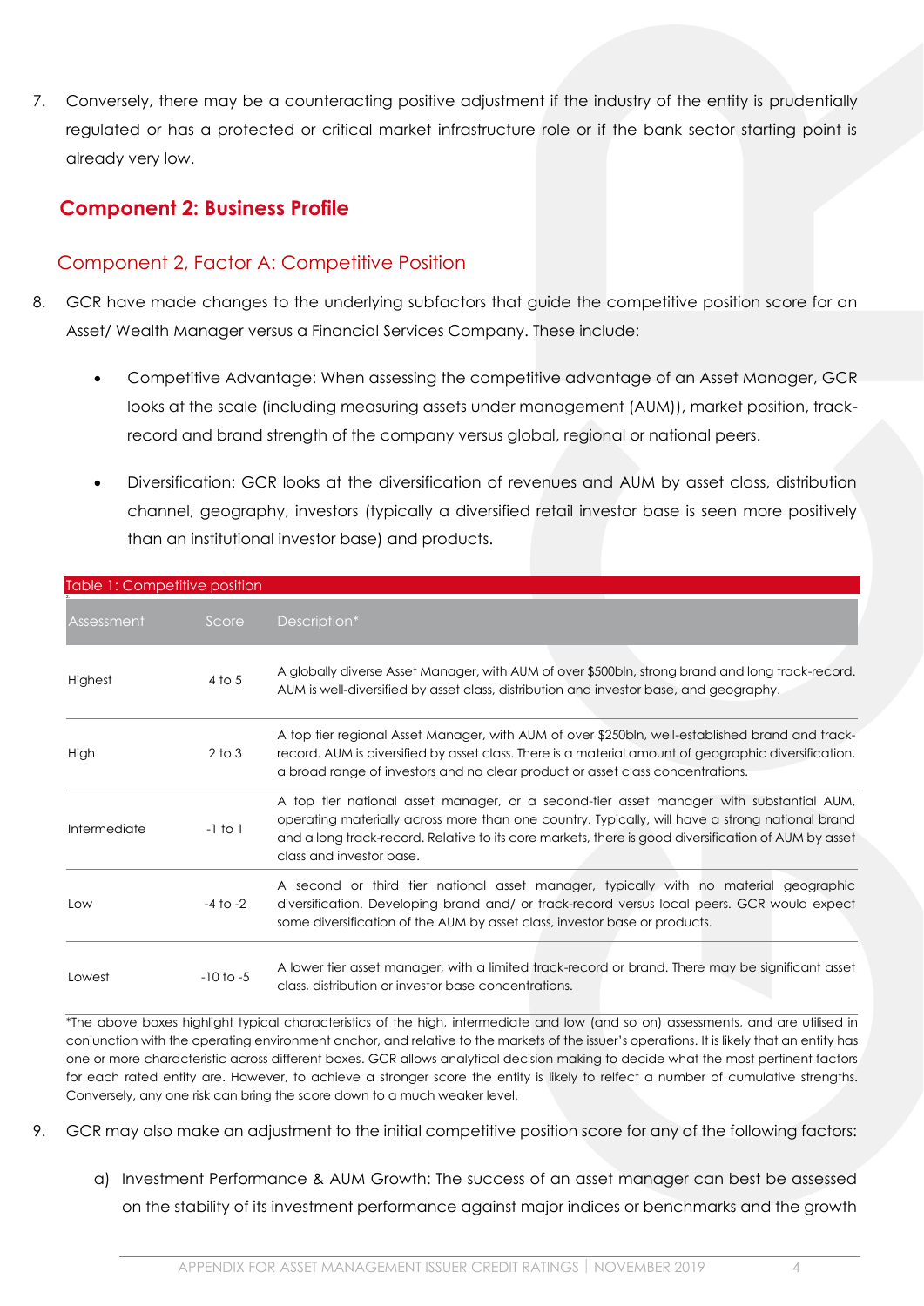7. Conversely, there may be a counteracting positive adjustment if the industry of the entity is prudentially regulated or has a protected or critical market infrastructure role or if the bank sector starting point is already very low.

## Component 2: Business Profile

### Component 2, Factor A: Competitive Position

8. GCR have made changes to the underlying subfactors that guide the competitive position score for an Asset/ Wealth Manager versus a Financial Services Company. These include:

   - Competitive Advantage: When assessing the competitive advantage of an Asset Manager, GCR looks at the scale (including measuring assets under management (AUM)), market position, track-record and brand strength of the company versus global, regional or national peers.

   - Diversification: GCR looks at the diversification of revenues and AUM by asset class, distribution channel, geography, investors (typically a diversified retail investor base is seen more positively than an institutional investor base) and products.

Table 1: Competitive position

| Assessment | Score | Description* |
|---|---|---|
| Highest | 4 to 5 | A globally diverse Asset Manager, with AUM of over $500bln, strong brand and long track-record. AUM is well-diversified by asset class, distribution and investor base, and geography. |
| High | 2 to 3 | A top tier regional Asset Manager, with AUM of over $250bln, well-established brand and track-record. AUM is diversified by asset class. There is a material amount of geographic diversification, a broad range of investors and no clear product or asset class concentrations. |
| Intermediate | -1 to 1 | A top tier national asset manager, or a second-tier asset manager with substantial AUM, operating materially across more than one country. Typically, will have a strong national brand and a long track-record. Relative to its core markets, there is good diversification of AUM by asset class and investor base. |
| Low | -4 to -2 | A second or third tier national asset manager, typically with no material geographic diversification. Developing brand and/ or track-record versus local peers. GCR would expect some diversification of the AUM by asset class, investor base or products. |
| Lowest | -10 to -5 | A lower tier asset manager, with a limited track-record or brand. There may be significant asset class, distribution or investor base concentrations. |

*The above boxes highlight typical characteristics of the high, intermediate and low (and so on) assessments, and are utilised in conjunction with the operating environment anchor, and relative to the markets of the issuer's operations. It is likely that an entity has one or more characteristic across different boxes. GCR allows analytical decision making to decide what the most pertinent factors for each rated entity are. However, to achieve a stronger score the entity is likely to relfect a number of cumulative strengths. Conversely, any one risk can bring the score down to a much weaker level.

9. GCR may also make an adjustment to the initial competitive position score for any of the following factors:

   a) Investment Performance & AUM Growth: The success of an asset manager can best be assessed on the stability of its investment performance against major indices or benchmarks and the growth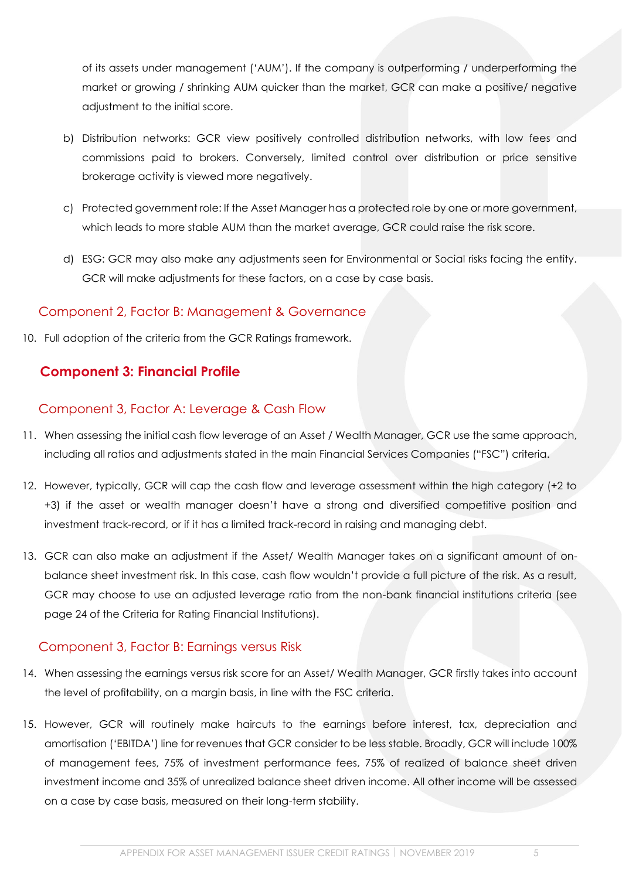of its assets under management ('AUM'). If the company is outperforming / underperforming the market or growing / shrinking AUM quicker than the market, GCR can make a positive/ negative adjustment to the initial score.

b) Distribution networks: GCR view positively controlled distribution networks, with low fees and commissions paid to brokers. Conversely, limited control over distribution or price sensitive brokerage activity is viewed more negatively.

c) Protected government role: If the Asset Manager has a protected role by one or more government, which leads to more stable AUM than the market average, GCR could raise the risk score.

d) ESG: GCR may also make any adjustments seen for Environmental or Social risks facing the entity. GCR will make adjustments for these factors, on a case by case basis.

### Component 2, Factor B: Management & Governance

10. Full adoption of the criteria from the GCR Ratings framework.

## Component 3: Financial Profile

### Component 3, Factor A: Leverage & Cash Flow

11. When assessing the initial cash flow leverage of an Asset / Wealth Manager, GCR use the same approach, including all ratios and adjustments stated in the main Financial Services Companies ("FSC") criteria.

12. However, typically, GCR will cap the cash flow and leverage assessment within the high category (+2 to +3) if the asset or wealth manager doesn't have a strong and diversified competitive position and investment track-record, or if it has a limited track-record in raising and managing debt.

13. GCR can also make an adjustment if the Asset/ Wealth Manager takes on a significant amount of on-balance sheet investment risk. In this case, cash flow wouldn't provide a full picture of the risk. As a result, GCR may choose to use an adjusted leverage ratio from the non-bank financial institutions criteria (see page 24 of the Criteria for Rating Financial Institutions).

### Component 3, Factor B: Earnings versus Risk

14. When assessing the earnings versus risk score for an Asset/ Wealth Manager, GCR firstly takes into account the level of profitability, on a margin basis, in line with the FSC criteria.

15. However, GCR will routinely make haircuts to the earnings before interest, tax, depreciation and amortisation ('EBITDA') line for revenues that GCR consider to be less stable. Broadly, GCR will include 100% of management fees, 75% of investment performance fees, 75% of realized of balance sheet driven investment income and 35% of unrealized balance sheet driven income. All other income will be assessed on a case by case basis, measured on their long-term stability.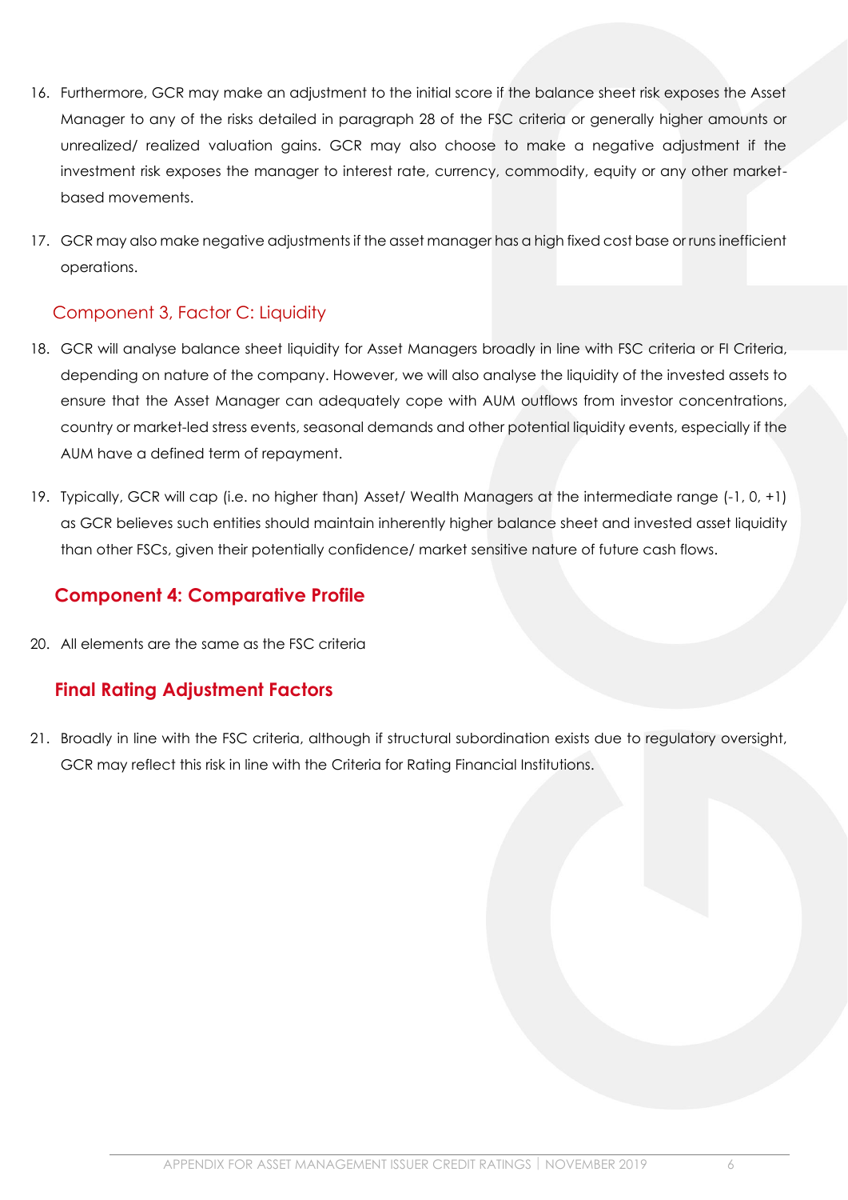16. Furthermore, GCR may make an adjustment to the initial score if the balance sheet risk exposes the Asset Manager to any of the risks detailed in paragraph 28 of the FSC criteria or generally higher amounts or unrealized/ realized valuation gains. GCR may also choose to make a negative adjustment if the investment risk exposes the manager to interest rate, currency, commodity, equity or any other market-based movements.

17. GCR may also make negative adjustments if the asset manager has a high fixed cost base or runs inefficient operations.

### Component 3, Factor C: Liquidity

18. GCR will analyse balance sheet liquidity for Asset Managers broadly in line with FSC criteria or FI Criteria, depending on nature of the company. However, we will also analyse the liquidity of the invested assets to ensure that the Asset Manager can adequately cope with AUM outflows from investor concentrations, country or market-led stress events, seasonal demands and other potential liquidity events, especially if the AUM have a defined term of repayment.

19. Typically, GCR will cap (i.e. no higher than) Asset/ Wealth Managers at the intermediate range (-1, 0, +1) as GCR believes such entities should maintain inherently higher balance sheet and invested asset liquidity than other FSCs, given their potentially confidence/ market sensitive nature of future cash flows.

## Component 4: Comparative Profile

20. All elements are the same as the FSC criteria

## Final Rating Adjustment Factors

21. Broadly in line with the FSC criteria, although if structural subordination exists due to regulatory oversight, GCR may reflect this risk in line with the Criteria for Rating Financial Institutions.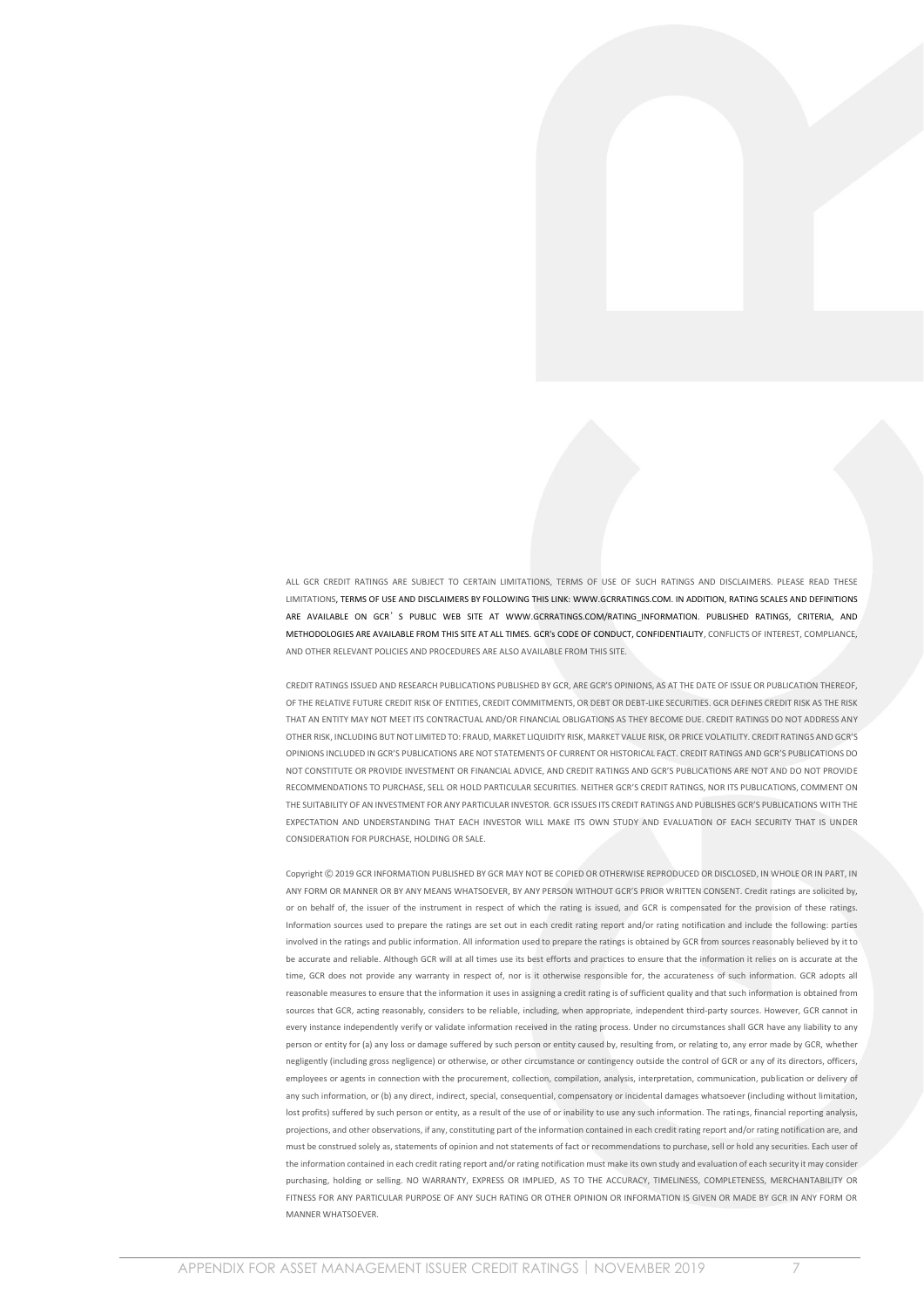ALL GCR CREDIT RATINGS ARE SUBJECT TO CERTAIN LIMITATIONS, TERMS OF USE OF SUCH RATINGS AND DISCLAIMERS. PLEASE READ THESE LIMITATIONS, TERMS OF USE AND DISCLAIMERS BY FOLLOWING THIS LINK: WWW.GCRRATINGS.COM. IN ADDITION, RATING SCALES AND DEFINITIONS ARE AVAILABLE ON GCR' S PUBLIC WEB SITE AT WWW.GCRRATINGS.COM/RATING_INFORMATION. PUBLISHED RATINGS, CRITERIA, AND METHODOLOGIES ARE AVAILABLE FROM THIS SITE AT ALL TIMES. GCR's CODE OF CONDUCT, CONFIDENTIALITY, CONFLICTS OF INTEREST, COMPLIANCE, AND OTHER RELEVANT POLICIES AND PROCEDURES ARE ALSO AVAILABLE FROM THIS SITE.

CREDIT RATINGS ISSUED AND RESEARCH PUBLICATIONS PUBLISHED BY GCR, ARE GCR'S OPINIONS, AS AT THE DATE OF ISSUE OR PUBLICATION THEREOF, OF THE RELATIVE FUTURE CREDIT RISK OF ENTITIES, CREDIT COMMITMENTS, OR DEBT OR DEBT-LIKE SECURITIES. GCR DEFINES CREDIT RISK AS THE RISK THAT AN ENTITY MAY NOT MEET ITS CONTRACTUAL AND/OR FINANCIAL OBLIGATIONS AS THEY BECOME DUE. CREDIT RATINGS DO NOT ADDRESS ANY OTHER RISK, INCLUDING BUT NOT LIMITED TO: FRAUD, MARKET LIQUIDITY RISK, MARKET VALUE RISK, OR PRICE VOLATILITY. CREDIT RATINGS AND GCR'S OPINIONS INCLUDED IN GCR'S PUBLICATIONS ARE NOT STATEMENTS OF CURRENT OR HISTORICAL FACT. CREDIT RATINGS AND GCR'S PUBLICATIONS DO NOT CONSTITUTE OR PROVIDE INVESTMENT OR FINANCIAL ADVICE, AND CREDIT RATINGS AND GCR'S PUBLICATIONS ARE NOT AND DO NOT PROVIDE RECOMMENDATIONS TO PURCHASE, SELL OR HOLD PARTICULAR SECURITIES. NEITHER GCR'S CREDIT RATINGS, NOR ITS PUBLICATIONS, COMMENT ON THE SUITABILITY OF AN INVESTMENT FOR ANY PARTICULAR INVESTOR. GCR ISSUES ITS CREDIT RATINGS AND PUBLISHES GCR'S PUBLICATIONS WITH THE EXPECTATION AND UNDERSTANDING THAT EACH INVESTOR WILL MAKE ITS OWN STUDY AND EVALUATION OF EACH SECURITY THAT IS UNDER CONSIDERATION FOR PURCHASE, HOLDING OR SALE.

Copyright © 2019 GCR INFORMATION PUBLISHED BY GCR MAY NOT BE COPIED OR OTHERWISE REPRODUCED OR DISCLOSED, IN WHOLE OR IN PART, IN ANY FORM OR MANNER OR BY ANY MEANS WHATSOEVER, BY ANY PERSON WITHOUT GCR'S PRIOR WRITTEN CONSENT. Credit ratings are solicited by, or on behalf of, the issuer of the instrument in respect of which the rating is issued, and GCR is compensated for the provision of these ratings. Information sources used to prepare the ratings are set out in each credit rating report and/or rating notification and include the following: parties involved in the ratings and public information. All information used to prepare the ratings is obtained by GCR from sources reasonably believed by it to be accurate and reliable. Although GCR will at all times use its best efforts and practices to ensure that the information it relies on is accurate at the time, GCR does not provide any warranty in respect of, nor is it otherwise responsible for, the accurateness of such information. GCR adopts all reasonable measures to ensure that the information it uses in assigning a credit rating is of sufficient quality and that such information is obtained from sources that GCR, acting reasonably, considers to be reliable, including, when appropriate, independent third-party sources. However, GCR cannot in every instance independently verify or validate information received in the rating process. Under no circumstances shall GCR have any liability to any person or entity for (a) any loss or damage suffered by such person or entity caused by, resulting from, or relating to, any error made by GCR, whether negligently (including gross negligence) or otherwise, or other circumstance or contingency outside the control of GCR or any of its directors, officers, employees or agents in connection with the procurement, collection, compilation, analysis, interpretation, communication, publication or delivery of any such information, or (b) any direct, indirect, special, consequential, compensatory or incidental damages whatsoever (including without limitation, lost profits) suffered by such person or entity, as a result of the use of or inability to use any such information. The ratings, financial reporting analysis, projections, and other observations, if any, constituting part of the information contained in each credit rating report and/or rating notification are, and must be construed solely as, statements of opinion and not statements of fact or recommendations to purchase, sell or hold any securities. Each user of the information contained in each credit rating report and/or rating notification must make its own study and evaluation of each security it may consider purchasing, holding or selling. NO WARRANTY, EXPRESS OR IMPLIED, AS TO THE ACCURACY, TIMELINESS, COMPLETENESS, MERCHANTABILITY OR FITNESS FOR ANY PARTICULAR PURPOSE OF ANY SUCH RATING OR OTHER OPINION OR INFORMATION IS GIVEN OR MADE BY GCR IN ANY FORM OR MANNER WHATSOEVER.